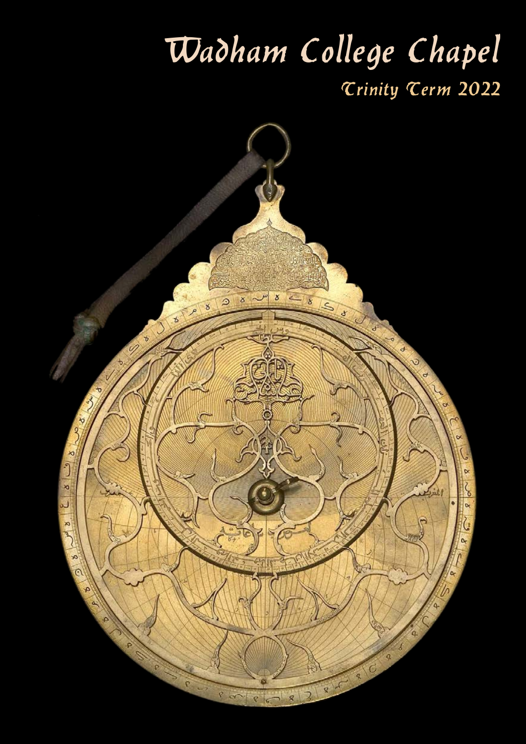# Wadham College Chapel

## Trinity Term 2022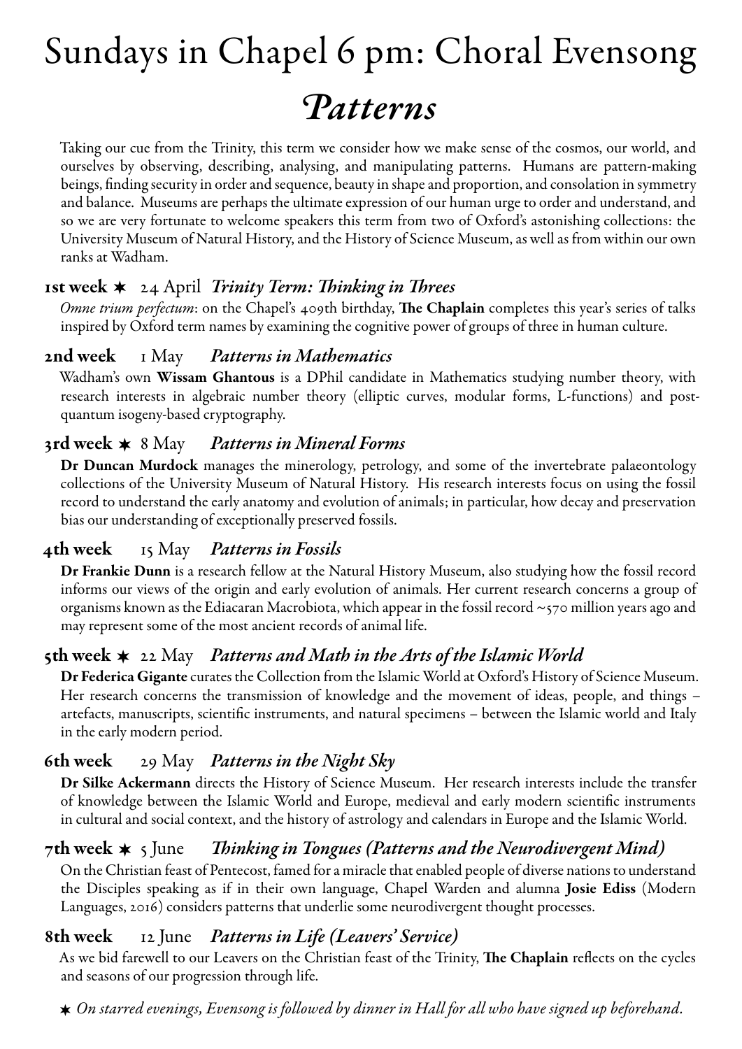# Sundays in Chapel 6 pm: Choral Evensong

## *Patterns*

Taking our cue from the Trinity, this term we consider how we make sense of the cosmos, our world, and ourselves by observing, describing, analysing, and manipulating patterns. Humans are pattern-making beings, finding security in order and sequence, beauty in shape and proportion, and consolation in symmetry and balance. Museums are perhaps the ultimate expression of our human urge to order and understand, and so we are very fortunate to welcome speakers this term from two of Oxford's astonishing collections: the University Museum of Natural History, and the History of Science Museum, as well as from within our own ranks at Wadham.

### **1st week** ✶ 24 April *Trinity Term: Thinking in Threes*

*Omne trium perfectum*: on the Chapel's 409th birthday, **The Chaplain** completes this year's series of talks inspired by Oxford term names by examining the cognitive power of groups of three in human culture.

### **2nd week** 1 May *Patterns in Mathematics*

Wadham's own **Wissam Ghantous** is a DPhil candidate in Mathematics studying number theory, with research interests in algebraic number theory (elliptic curves, modular forms, L-functions) and post-quantum isogeny-based cryptography.

### **3rd week** ✶ 8 May *Patterns in Mineral Forms*

**Dr Duncan Murdock** manages the minerology, petrology, and some of the invertebrate palaeontology collections of the University Museum of Natural History. His research interests focus on using the fossil record to understand the early anatomy and evolution of animals; in particular, how decay and preservation bias our understanding of exceptionally preserved fossils.

### **4th week** 15 May *Patterns in Fossils*

**Dr Frankie Dunn** is a research fellow at the Natural History Museum, also studying how the fossil record informs our views of the origin and early evolution of animals. Her current research concerns a group of organisms known as the Ediacaran Macrobiota, which appear in the fossil record ~570 million years ago and may represent some of the most ancient records of animal life.

### **5th week** ✶ 22 May *Patterns and Math in the Arts of the Islamic World*

**Dr Federica Gigante** curates the Collection from the Islamic World at Oxford's History of Science Museum. Her research concerns the transmission of knowledge and the movement of ideas, people, and things – artefacts, manuscripts, scientific instruments, and natural specimens – between the Islamic world and Italy in the early modern period.

### **6th week** 29 May *Patterns in the Night Sky*

**Dr Silke Ackermann** directs the History of Science Museum. Her research interests include the transfer of knowledge between the Islamic World and Europe, medieval and early modern scientific instruments in cultural and social context, and the history of astrology and calendars in Europe and the Islamic World.

### **7th week** ✶ 5 June *Thinking in Tongues (Patterns and the Neurodivergent Mind)*

On the Christian feast of Pentecost, famed for a miracle that enabled people of diverse nations to understand the Disciples speaking as if in their own language, Chapel Warden and alumna **Josie Ediss** (Modern Languages, 2016) considers patterns that underlie some neurodivergent thought processes.

### **8th week** 12 June *Patterns in Life (Leavers' Service)*

As we bid farewell to our Leavers on the Christian feast of the Trinity, **The Chaplain** reflects on the cycles and seasons of our progression through life.

✶ *On starred evenings, Evensong is followed by dinner in Hall for all who have signed up beforehand.*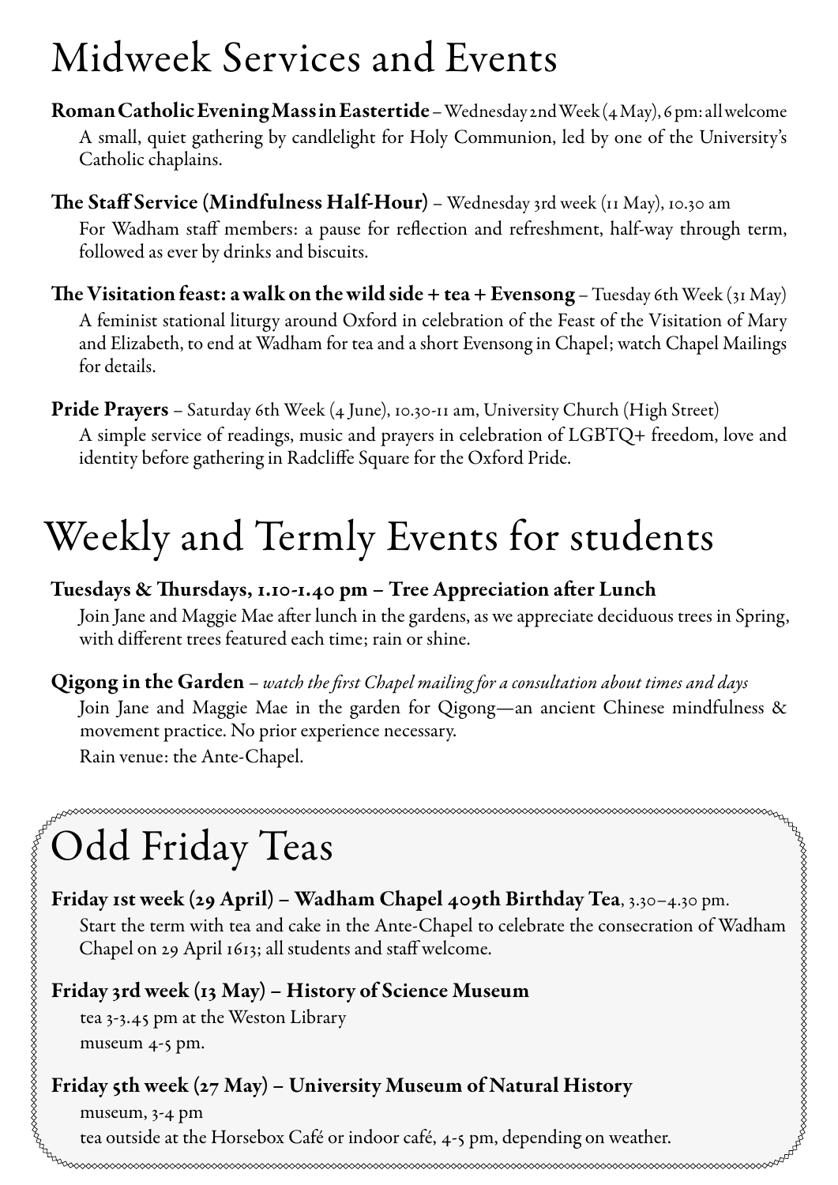# Midweek Services and Events

**Roman Catholic Evening Mass in Eastertide** – Wednesday 2nd Week (4 May), 6 pm: all welcome
A small, quiet gathering by candlelight for Holy Communion, led by one of the University's Catholic chaplains.

**The Staff Service (Mindfulness Half-Hour)** – Wednesday 3rd week (11 May), 10.30 am
For Wadham staff members: a pause for reflection and refreshment, half-way through term, followed as ever by drinks and biscuits.

**The Visitation feast: a walk on the wild side + tea + Evensong** – Tuesday 6th Week (31 May)
A feminist stational liturgy around Oxford in celebration of the Feast of the Visitation of Mary and Elizabeth, to end at Wadham for tea and a short Evensong in Chapel; watch Chapel Mailings for details.

**Pride Prayers** – Saturday 6th Week (4 June), 10.30-11 am, University Church (High Street)
A simple service of readings, music and prayers in celebration of LGBTQ+ freedom, love and identity before gathering in Radcliffe Square for the Oxford Pride.

# Weekly and Termly Events for students

**Tuesdays & Thursdays, 1.10-1.40 pm – Tree Appreciation after Lunch**
Join Jane and Maggie Mae after lunch in the gardens, as we appreciate deciduous trees in Spring, with different trees featured each time; rain or shine.

**Qigong in the Garden** – *watch the first Chapel mailing for a consultation about times and days*
Join Jane and Maggie Mae in the garden for Qigong—an ancient Chinese mindfulness & movement practice. No prior experience necessary.
Rain venue: the Ante-Chapel.

# Odd Friday Teas

**Friday 1st week (29 April) – Wadham Chapel 409th Birthday Tea**, 3.30–4.30 pm.
Start the term with tea and cake in the Ante-Chapel to celebrate the consecration of Wadham Chapel on 29 April 1613; all students and staff welcome.

**Friday 3rd week (13 May) – History of Science Museum**
tea 3-3.45 pm at the Weston Library
museum 4-5 pm.

**Friday 5th week (27 May) – University Museum of Natural History**
museum, 3-4 pm
tea outside at the Horsebox Café or indoor café, 4-5 pm, depending on weather.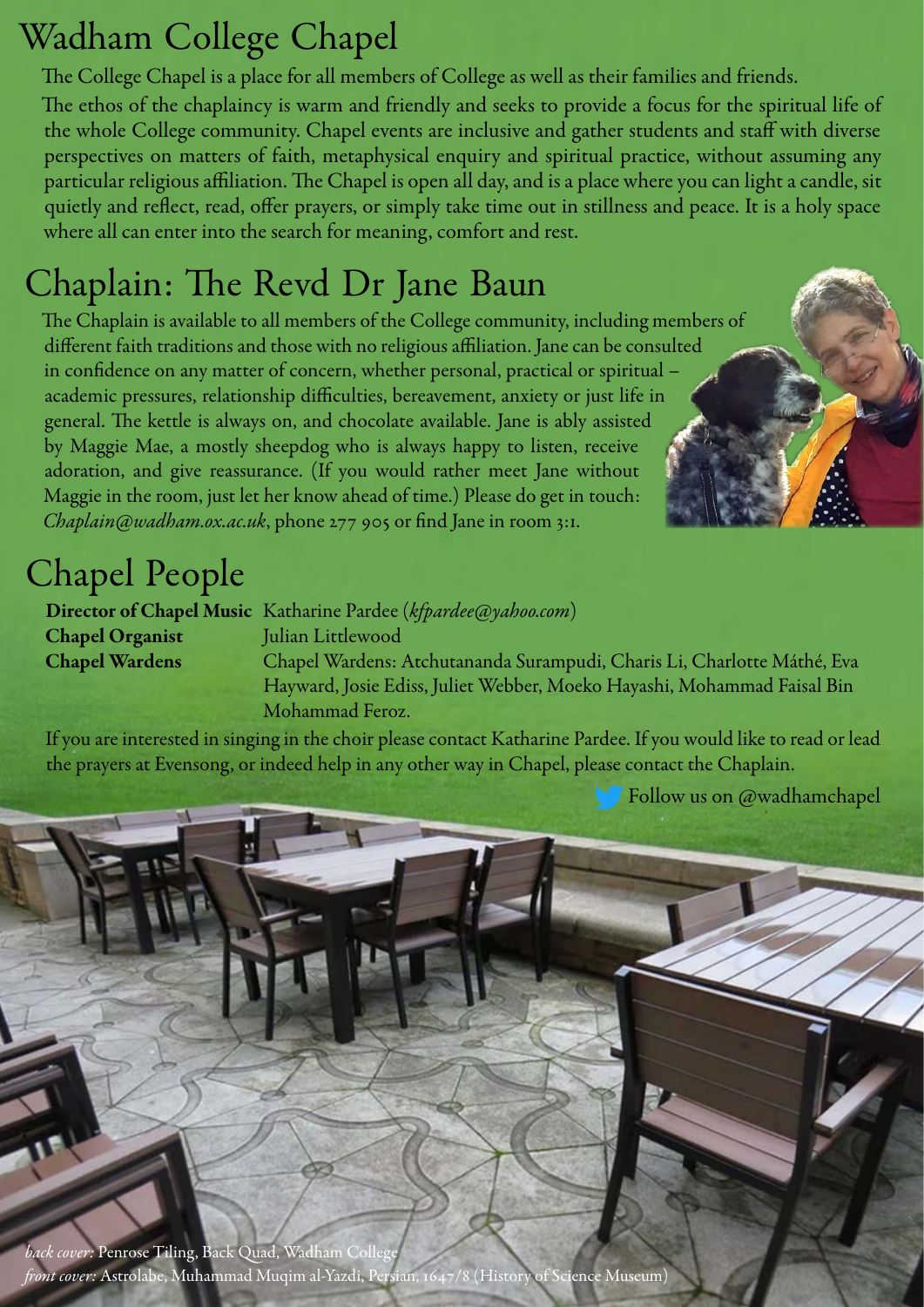# Wadham College Chapel

The College Chapel is a place for all members of College as well as their families and friends.

The ethos of the chaplaincy is warm and friendly and seeks to provide a focus for the spiritual life of the whole College community. Chapel events are inclusive and gather students and staff with diverse perspectives on matters of faith, metaphysical enquiry and spiritual practice, without assuming any particular religious affiliation. The Chapel is open all day, and is a place where you can light a candle, sit quietly and reflect, read, offer prayers, or simply take time out in stillness and peace. It is a holy space where all can enter into the search for meaning, comfort and rest.

# Chaplain: The Revd Dr Jane Baun

The Chaplain is available to all members of the College community, including members of different faith traditions and those with no religious affiliation. Jane can be consulted in confidence on any matter of concern, whether personal, practical or spiritual – academic pressures, relationship difficulties, bereavement, anxiety or just life in general. The kettle is always on, and chocolate available. Jane is ably assisted by Maggie Mae, a mostly sheepdog who is always happy to listen, receive adoration, and give reassurance. (If you would rather meet Jane without Maggie in the room, just let her know ahead of time.) Please do get in touch: *Chaplain@wadham.ox.ac.uk*, phone 277 905 or find Jane in room 3:1.

# Chapel People

**Director of Chapel Music** Katharine Pardee (*kfpardee@yahoo.com*)

**Chapel Organist** Julian Littlewood

**Chapel Wardens** Chapel Wardens: Atchutananda Surampudi, Charis Li, Charlotte Máthé, Eva Hayward, Josie Ediss, Juliet Webber, Moeko Hayashi, Mohammad Faisal Bin Mohammad Feroz.

If you are interested in singing in the choir please contact Katharine Pardee. If you would like to read or lead the prayers at Evensong, or indeed help in any other way in Chapel, please contact the Chaplain.

Follow us on @wadhamchapel

*back cover:* Penrose Tiling, Back Quad, Wadham College

*front cover:* Astrolabe, Muhammad Muqim al-Yazdi, Persian, 1647/8 (History of Science Museum)